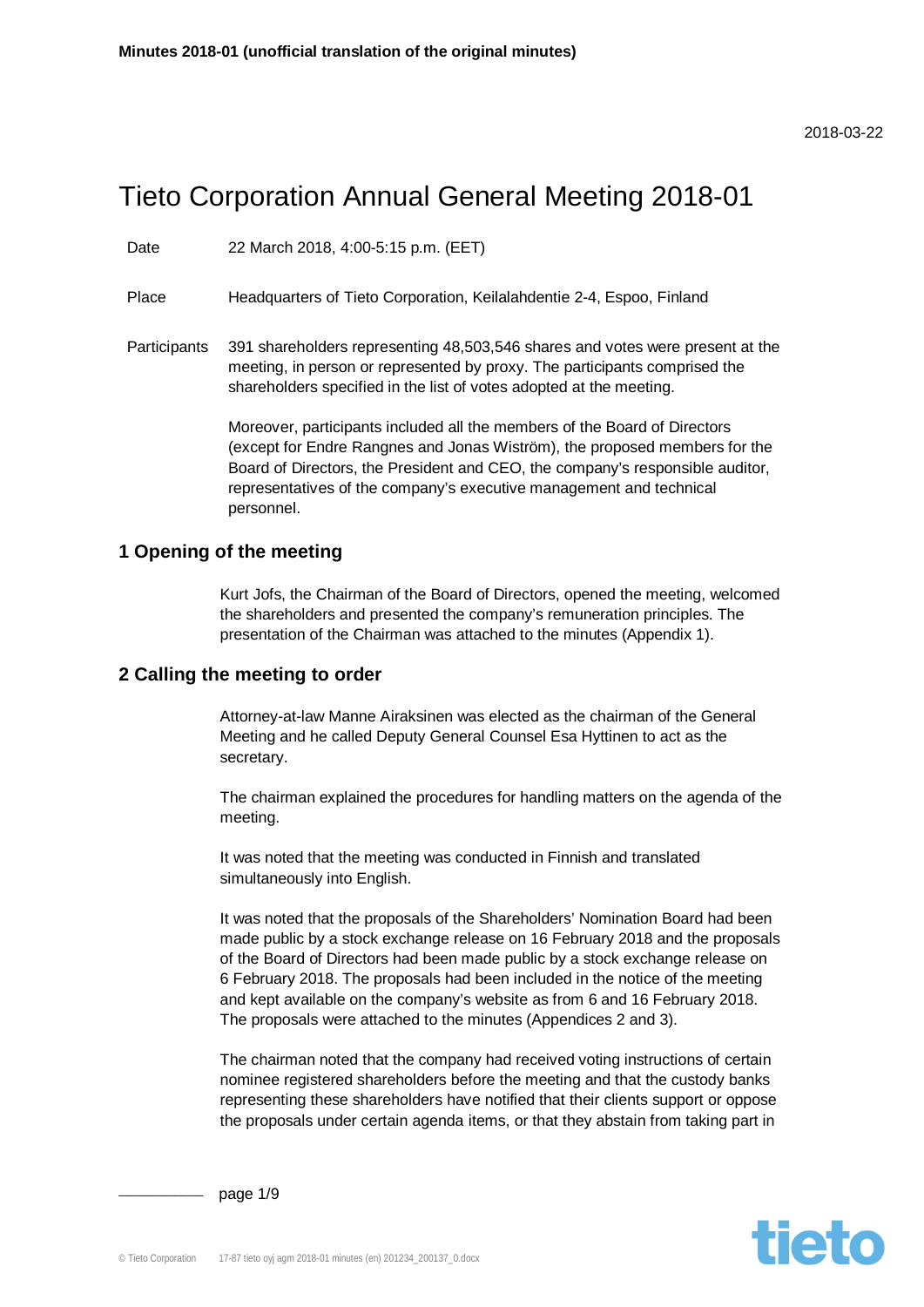**Minutes 2018-01 (unofficial translation of the original minutes)**

2018-03-22

# Tieto Corporation Annual General Meeting 2018-01

| | |
|---|---|
| Date | 22 March 2018, 4:00-5:15 p.m. (EET) |
| Place | Headquarters of Tieto Corporation, Keilalahdentie 2-4, Espoo, Finland |
| Participants | 391 shareholders representing 48,503,546 shares and votes were present at the meeting, in person or represented by proxy. The participants comprised the shareholders specified in the list of votes adopted at the meeting. |

Moreover, participants included all the members of the Board of Directors (except for Endre Rangnes and Jonas Wiström), the proposed members for the Board of Directors, the President and CEO, the company's responsible auditor, representatives of the company's executive management and technical personnel.

## 1 Opening of the meeting

Kurt Jofs, the Chairman of the Board of Directors, opened the meeting, welcomed the shareholders and presented the company's remuneration principles. The presentation of the Chairman was attached to the minutes (Appendix 1).

## 2 Calling the meeting to order

Attorney-at-law Manne Airaksinen was elected as the chairman of the General Meeting and he called Deputy General Counsel Esa Hyttinen to act as the secretary.

The chairman explained the procedures for handling matters on the agenda of the meeting.

It was noted that the meeting was conducted in Finnish and translated simultaneously into English.

It was noted that the proposals of the Shareholders' Nomination Board had been made public by a stock exchange release on 16 February 2018 and the proposals of the Board of Directors had been made public by a stock exchange release on 6 February 2018. The proposals had been included in the notice of the meeting and kept available on the company's website as from 6 and 16 February 2018. The proposals were attached to the minutes (Appendices 2 and 3).

The chairman noted that the company had received voting instructions of certain nominee registered shareholders before the meeting and that the custody banks representing these shareholders have notified that their clients support or oppose the proposals under certain agenda items, or that they abstain from taking part in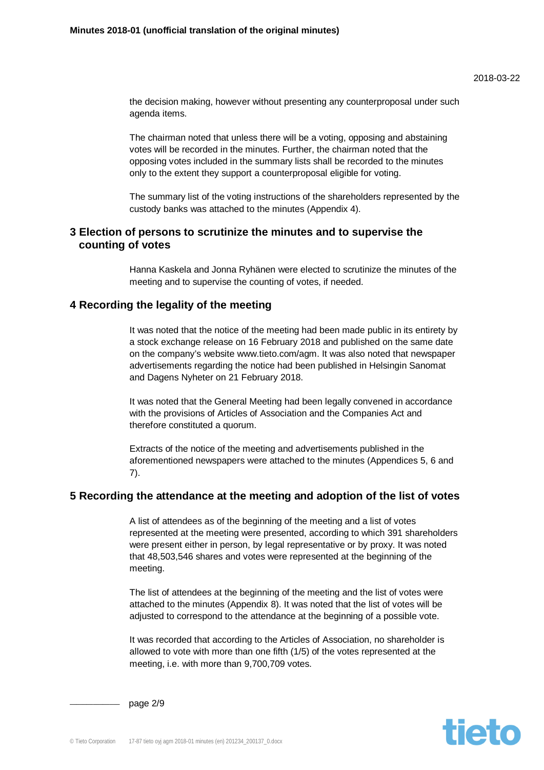the decision making, however without presenting any counterproposal under such agenda items.

The chairman noted that unless there will be a voting, opposing and abstaining votes will be recorded in the minutes. Further, the chairman noted that the opposing votes included in the summary lists shall be recorded to the minutes only to the extent they support a counterproposal eligible for voting.

The summary list of the voting instructions of the shareholders represented by the custody banks was attached to the minutes (Appendix 4).

## 3 Election of persons to scrutinize the minutes and to supervise the counting of votes

Hanna Kaskela and Jonna Ryhänen were elected to scrutinize the minutes of the meeting and to supervise the counting of votes, if needed.

## 4 Recording the legality of the meeting

It was noted that the notice of the meeting had been made public in its entirety by a stock exchange release on 16 February 2018 and published on the same date on the company's website www.tieto.com/agm. It was also noted that newspaper advertisements regarding the notice had been published in Helsingin Sanomat and Dagens Nyheter on 21 February 2018.

It was noted that the General Meeting had been legally convened in accordance with the provisions of Articles of Association and the Companies Act and therefore constituted a quorum.

Extracts of the notice of the meeting and advertisements published in the aforementioned newspapers were attached to the minutes (Appendices 5, 6 and 7).

## 5 Recording the attendance at the meeting and adoption of the list of votes

A list of attendees as of the beginning of the meeting and a list of votes represented at the meeting were presented, according to which 391 shareholders were present either in person, by legal representative or by proxy. It was noted that 48,503,546 shares and votes were represented at the beginning of the meeting.

The list of attendees at the beginning of the meeting and the list of votes were attached to the minutes (Appendix 8). It was noted that the list of votes will be adjusted to correspond to the attendance at the beginning of a possible vote.

It was recorded that according to the Articles of Association, no shareholder is allowed to vote with more than one fifth (1/5) of the votes represented at the meeting, i.e. with more than 9,700,709 votes.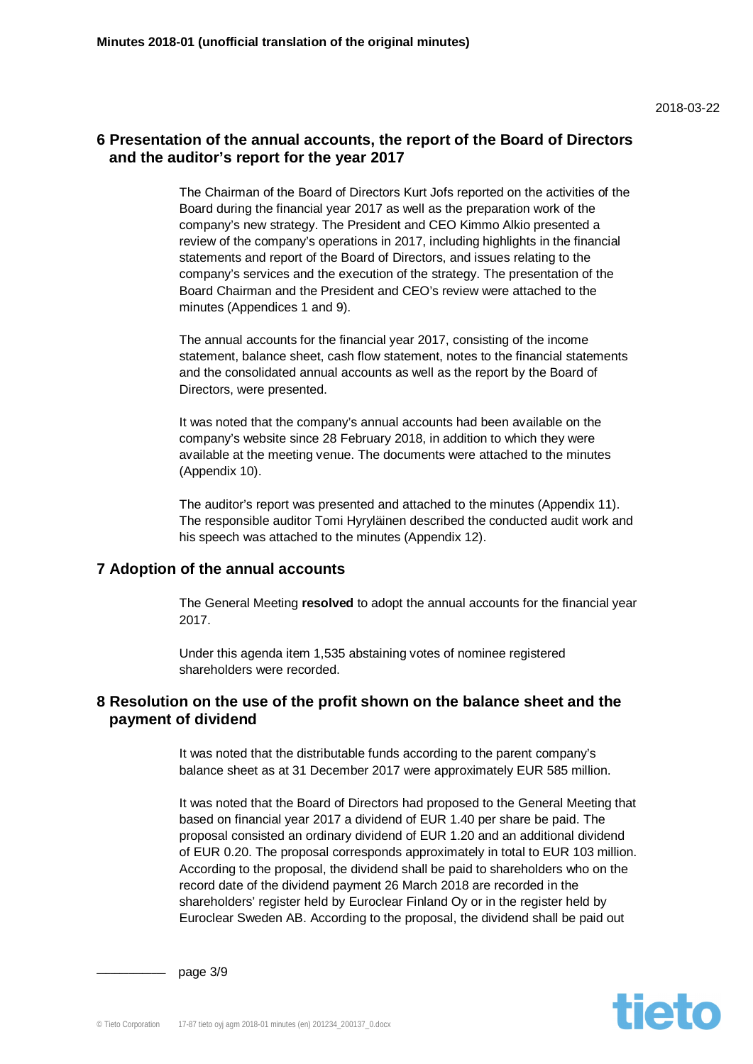2018-03-22

## 6 Presentation of the annual accounts, the report of the Board of Directors and the auditor's report for the year 2017

The Chairman of the Board of Directors Kurt Jofs reported on the activities of the Board during the financial year 2017 as well as the preparation work of the company's new strategy. The President and CEO Kimmo Alkio presented a review of the company's operations in 2017, including highlights in the financial statements and report of the Board of Directors, and issues relating to the company's services and the execution of the strategy. The presentation of the Board Chairman and the President and CEO's review were attached to the minutes (Appendices 1 and 9).

The annual accounts for the financial year 2017, consisting of the income statement, balance sheet, cash flow statement, notes to the financial statements and the consolidated annual accounts as well as the report by the Board of Directors, were presented.

It was noted that the company's annual accounts had been available on the company's website since 28 February 2018, in addition to which they were available at the meeting venue. The documents were attached to the minutes (Appendix 10).

The auditor's report was presented and attached to the minutes (Appendix 11). The responsible auditor Tomi Hyryläinen described the conducted audit work and his speech was attached to the minutes (Appendix 12).

## 7 Adoption of the annual accounts

The General Meeting **resolved** to adopt the annual accounts for the financial year 2017.

Under this agenda item 1,535 abstaining votes of nominee registered shareholders were recorded.

## 8 Resolution on the use of the profit shown on the balance sheet and the payment of dividend

It was noted that the distributable funds according to the parent company's balance sheet as at 31 December 2017 were approximately EUR 585 million.

It was noted that the Board of Directors had proposed to the General Meeting that based on financial year 2017 a dividend of EUR 1.40 per share be paid. The proposal consisted an ordinary dividend of EUR 1.20 and an additional dividend of EUR 0.20. The proposal corresponds approximately in total to EUR 103 million. According to the proposal, the dividend shall be paid to shareholders who on the record date of the dividend payment 26 March 2018 are recorded in the shareholders' register held by Euroclear Finland Oy or in the register held by Euroclear Sweden AB. According to the proposal, the dividend shall be paid out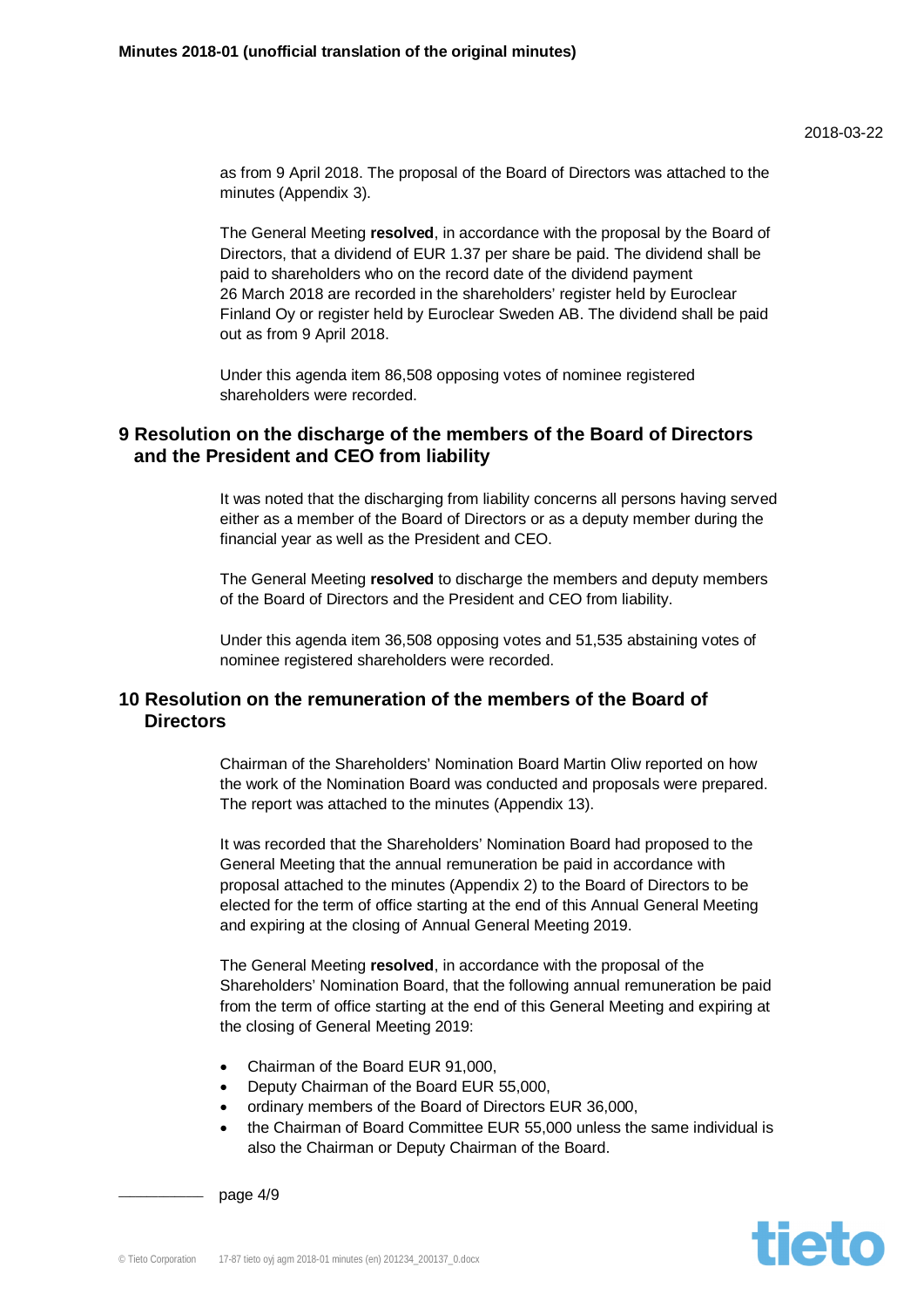as from 9 April 2018. The proposal of the Board of Directors was attached to the minutes (Appendix 3).

The General Meeting **resolved**, in accordance with the proposal by the Board of Directors, that a dividend of EUR 1.37 per share be paid. The dividend shall be paid to shareholders who on the record date of the dividend payment 26 March 2018 are recorded in the shareholders' register held by Euroclear Finland Oy or register held by Euroclear Sweden AB. The dividend shall be paid out as from 9 April 2018.

Under this agenda item 86,508 opposing votes of nominee registered shareholders were recorded.

## 9 Resolution on the discharge of the members of the Board of Directors and the President and CEO from liability

It was noted that the discharging from liability concerns all persons having served either as a member of the Board of Directors or as a deputy member during the financial year as well as the President and CEO.

The General Meeting **resolved** to discharge the members and deputy members of the Board of Directors and the President and CEO from liability.

Under this agenda item 36,508 opposing votes and 51,535 abstaining votes of nominee registered shareholders were recorded.

## 10 Resolution on the remuneration of the members of the Board of Directors

Chairman of the Shareholders' Nomination Board Martin Oliw reported on how the work of the Nomination Board was conducted and proposals were prepared. The report was attached to the minutes (Appendix 13).

It was recorded that the Shareholders' Nomination Board had proposed to the General Meeting that the annual remuneration be paid in accordance with proposal attached to the minutes (Appendix 2) to the Board of Directors to be elected for the term of office starting at the end of this Annual General Meeting and expiring at the closing of Annual General Meeting 2019.

The General Meeting **resolved**, in accordance with the proposal of the Shareholders' Nomination Board, that the following annual remuneration be paid from the term of office starting at the end of this General Meeting and expiring at the closing of General Meeting 2019:

- Chairman of the Board EUR 91,000,
- Deputy Chairman of the Board EUR 55,000,
- ordinary members of the Board of Directors EUR 36,000,
- the Chairman of Board Committee EUR 55,000 unless the same individual is also the Chairman or Deputy Chairman of the Board.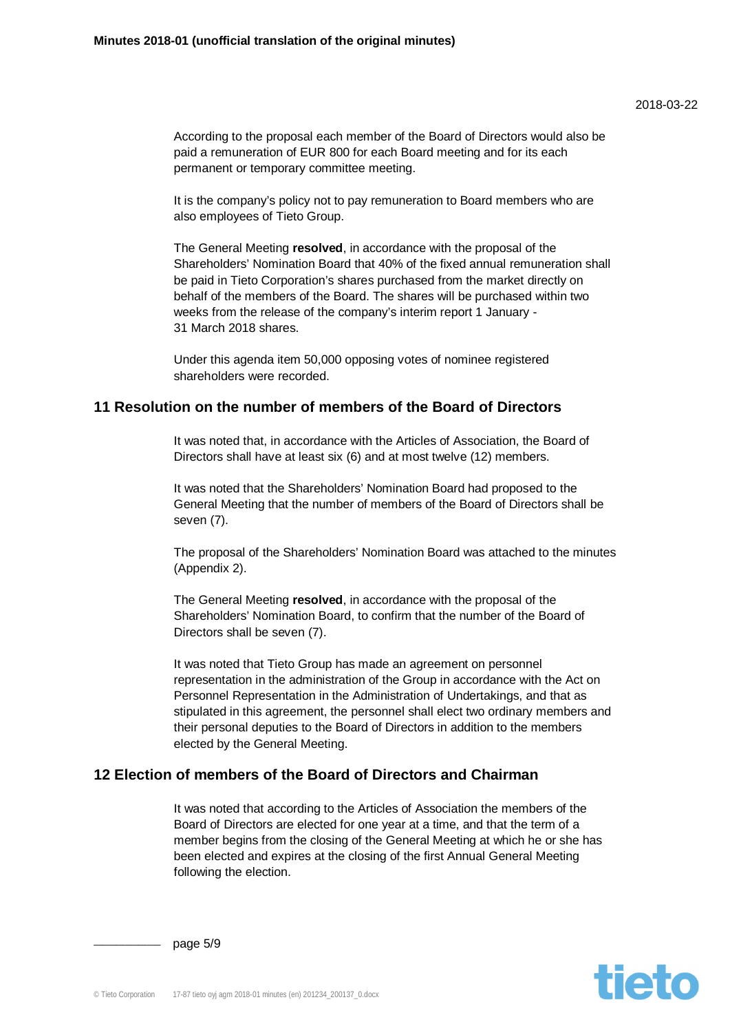According to the proposal each member of the Board of Directors would also be paid a remuneration of EUR 800 for each Board meeting and for its each permanent or temporary committee meeting.

It is the company's policy not to pay remuneration to Board members who are also employees of Tieto Group.

The General Meeting **resolved**, in accordance with the proposal of the Shareholders' Nomination Board that 40% of the fixed annual remuneration shall be paid in Tieto Corporation's shares purchased from the market directly on behalf of the members of the Board. The shares will be purchased within two weeks from the release of the company's interim report 1 January - 31 March 2018 shares.

Under this agenda item 50,000 opposing votes of nominee registered shareholders were recorded.

## 11 Resolution on the number of members of the Board of Directors

It was noted that, in accordance with the Articles of Association, the Board of Directors shall have at least six (6) and at most twelve (12) members.

It was noted that the Shareholders' Nomination Board had proposed to the General Meeting that the number of members of the Board of Directors shall be seven (7).

The proposal of the Shareholders' Nomination Board was attached to the minutes (Appendix 2).

The General Meeting **resolved**, in accordance with the proposal of the Shareholders' Nomination Board, to confirm that the number of the Board of Directors shall be seven (7).

It was noted that Tieto Group has made an agreement on personnel representation in the administration of the Group in accordance with the Act on Personnel Representation in the Administration of Undertakings, and that as stipulated in this agreement, the personnel shall elect two ordinary members and their personal deputies to the Board of Directors in addition to the members elected by the General Meeting.

## 12 Election of members of the Board of Directors and Chairman

It was noted that according to the Articles of Association the members of the Board of Directors are elected for one year at a time, and that the term of a member begins from the closing of the General Meeting at which he or she has been elected and expires at the closing of the first Annual General Meeting following the election.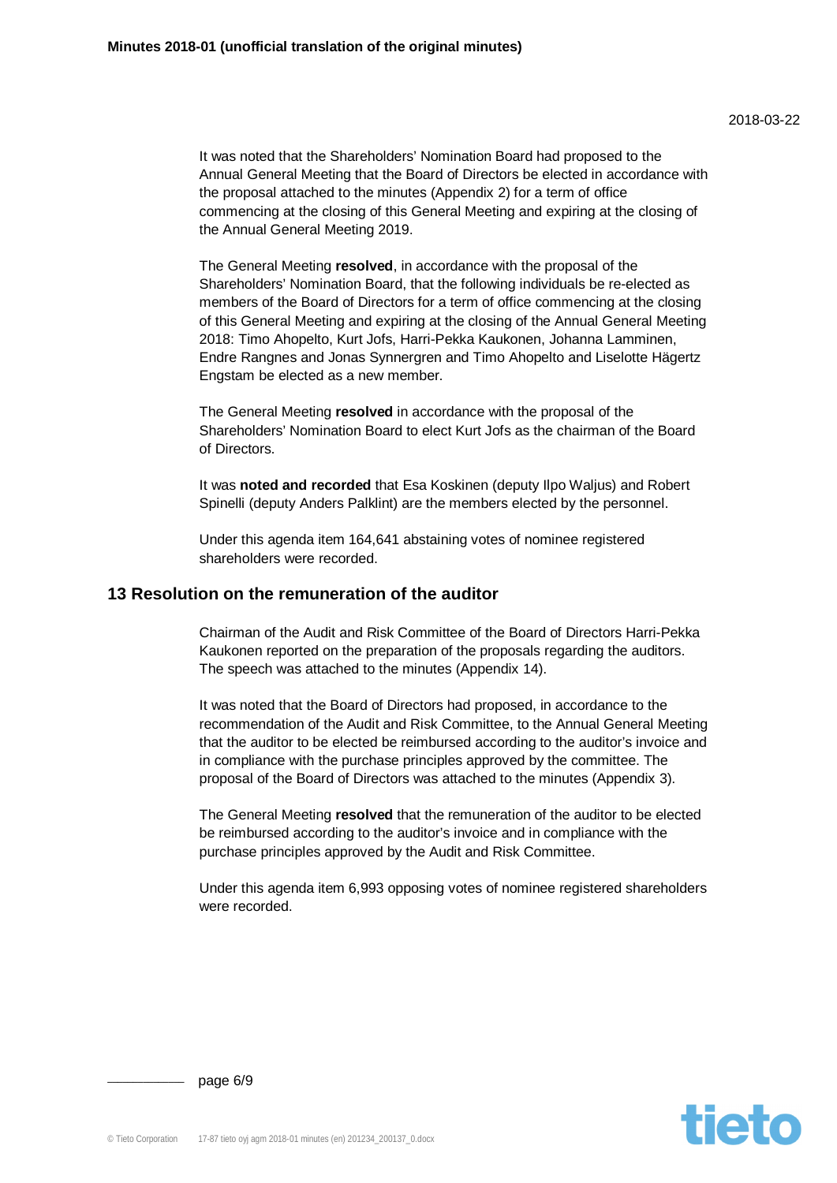It was noted that the Shareholders' Nomination Board had proposed to the Annual General Meeting that the Board of Directors be elected in accordance with the proposal attached to the minutes (Appendix 2) for a term of office commencing at the closing of this General Meeting and expiring at the closing of the Annual General Meeting 2019.

The General Meeting **resolved**, in accordance with the proposal of the Shareholders' Nomination Board, that the following individuals be re-elected as members of the Board of Directors for a term of office commencing at the closing of this General Meeting and expiring at the closing of the Annual General Meeting 2018: Timo Ahopelto, Kurt Jofs, Harri-Pekka Kaukonen, Johanna Lamminen, Endre Rangnes and Jonas Synnergren and Timo Ahopelto and Liselotte Hägertz Engstam be elected as a new member.

The General Meeting **resolved** in accordance with the proposal of the Shareholders' Nomination Board to elect Kurt Jofs as the chairman of the Board of Directors.

It was **noted and recorded** that Esa Koskinen (deputy Ilpo Waljus) and Robert Spinelli (deputy Anders Palklint) are the members elected by the personnel.

Under this agenda item 164,641 abstaining votes of nominee registered shareholders were recorded.

## 13 Resolution on the remuneration of the auditor

Chairman of the Audit and Risk Committee of the Board of Directors Harri-Pekka Kaukonen reported on the preparation of the proposals regarding the auditors. The speech was attached to the minutes (Appendix 14).

It was noted that the Board of Directors had proposed, in accordance to the recommendation of the Audit and Risk Committee, to the Annual General Meeting that the auditor to be elected be reimbursed according to the auditor's invoice and in compliance with the purchase principles approved by the committee. The proposal of the Board of Directors was attached to the minutes (Appendix 3).

The General Meeting **resolved** that the remuneration of the auditor to be elected be reimbursed according to the auditor's invoice and in compliance with the purchase principles approved by the Audit and Risk Committee.

Under this agenda item 6,993 opposing votes of nominee registered shareholders were recorded.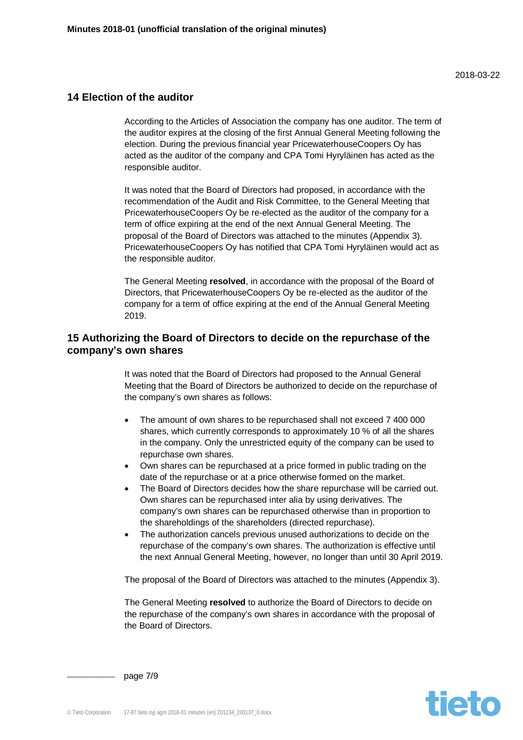2018-03-22

## 14 Election of the auditor

According to the Articles of Association the company has one auditor. The term of the auditor expires at the closing of the first Annual General Meeting following the election. During the previous financial year PricewaterhouseCoopers Oy has acted as the auditor of the company and CPA Tomi Hyryläinen has acted as the responsible auditor.

It was noted that the Board of Directors had proposed, in accordance with the recommendation of the Audit and Risk Committee, to the General Meeting that PricewaterhouseCoopers Oy be re-elected as the auditor of the company for a term of office expiring at the end of the next Annual General Meeting. The proposal of the Board of Directors was attached to the minutes (Appendix 3). PricewaterhouseCoopers Oy has notified that CPA Tomi Hyryläinen would act as the responsible auditor.

The General Meeting **resolved**, in accordance with the proposal of the Board of Directors, that PricewaterhouseCoopers Oy be re-elected as the auditor of the company for a term of office expiring at the end of the Annual General Meeting 2019.

## 15 Authorizing the Board of Directors to decide on the repurchase of the company's own shares

It was noted that the Board of Directors had proposed to the Annual General Meeting that the Board of Directors be authorized to decide on the repurchase of the company's own shares as follows:

- The amount of own shares to be repurchased shall not exceed 7 400 000 shares, which currently corresponds to approximately 10 % of all the shares in the company. Only the unrestricted equity of the company can be used to repurchase own shares.
- Own shares can be repurchased at a price formed in public trading on the date of the repurchase or at a price otherwise formed on the market.
- The Board of Directors decides how the share repurchase will be carried out. Own shares can be repurchased inter alia by using derivatives. The company's own shares can be repurchased otherwise than in proportion to the shareholdings of the shareholders (directed repurchase).
- The authorization cancels previous unused authorizations to decide on the repurchase of the company's own shares. The authorization is effective until the next Annual General Meeting, however, no longer than until 30 April 2019.

The proposal of the Board of Directors was attached to the minutes (Appendix 3).

The General Meeting **resolved** to authorize the Board of Directors to decide on the repurchase of the company's own shares in accordance with the proposal of the Board of Directors.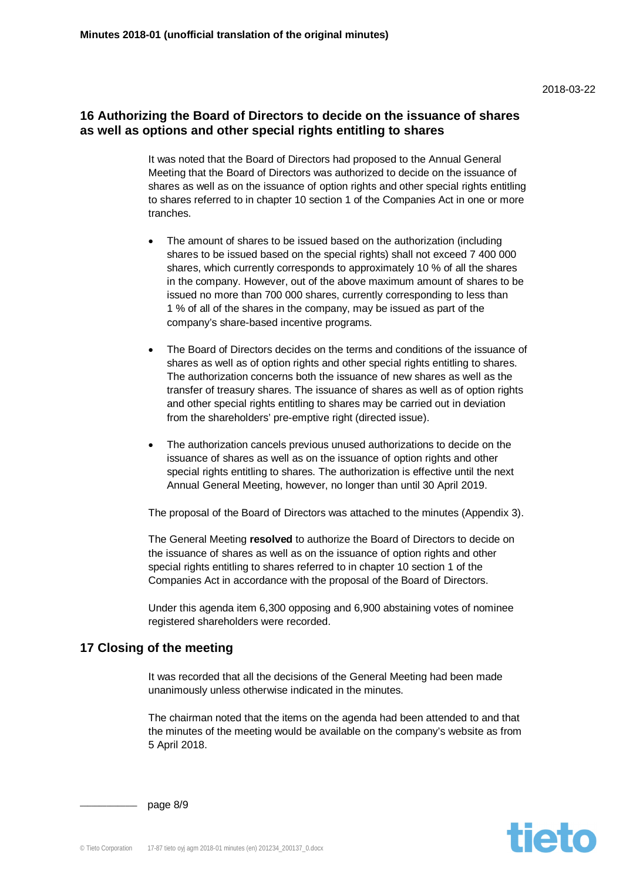## 16 Authorizing the Board of Directors to decide on the issuance of shares as well as options and other special rights entitling to shares

It was noted that the Board of Directors had proposed to the Annual General Meeting that the Board of Directors was authorized to decide on the issuance of shares as well as on the issuance of option rights and other special rights entitling to shares referred to in chapter 10 section 1 of the Companies Act in one or more tranches.

- The amount of shares to be issued based on the authorization (including shares to be issued based on the special rights) shall not exceed 7 400 000 shares, which currently corresponds to approximately 10 % of all the shares in the company. However, out of the above maximum amount of shares to be issued no more than 700 000 shares, currently corresponding to less than 1 % of all of the shares in the company, may be issued as part of the company's share-based incentive programs.

- The Board of Directors decides on the terms and conditions of the issuance of shares as well as of option rights and other special rights entitling to shares. The authorization concerns both the issuance of new shares as well as the transfer of treasury shares. The issuance of shares as well as of option rights and other special rights entitling to shares may be carried out in deviation from the shareholders' pre-emptive right (directed issue).

- The authorization cancels previous unused authorizations to decide on the issuance of shares as well as on the issuance of option rights and other special rights entitling to shares. The authorization is effective until the next Annual General Meeting, however, no longer than until 30 April 2019.

The proposal of the Board of Directors was attached to the minutes (Appendix 3).

The General Meeting **resolved** to authorize the Board of Directors to decide on the issuance of shares as well as on the issuance of option rights and other special rights entitling to shares referred to in chapter 10 section 1 of the Companies Act in accordance with the proposal of the Board of Directors.

Under this agenda item 6,300 opposing and 6,900 abstaining votes of nominee registered shareholders were recorded.

## 17 Closing of the meeting

It was recorded that all the decisions of the General Meeting had been made unanimously unless otherwise indicated in the minutes.

The chairman noted that the items on the agenda had been attended to and that the minutes of the meeting would be available on the company's website as from 5 April 2018.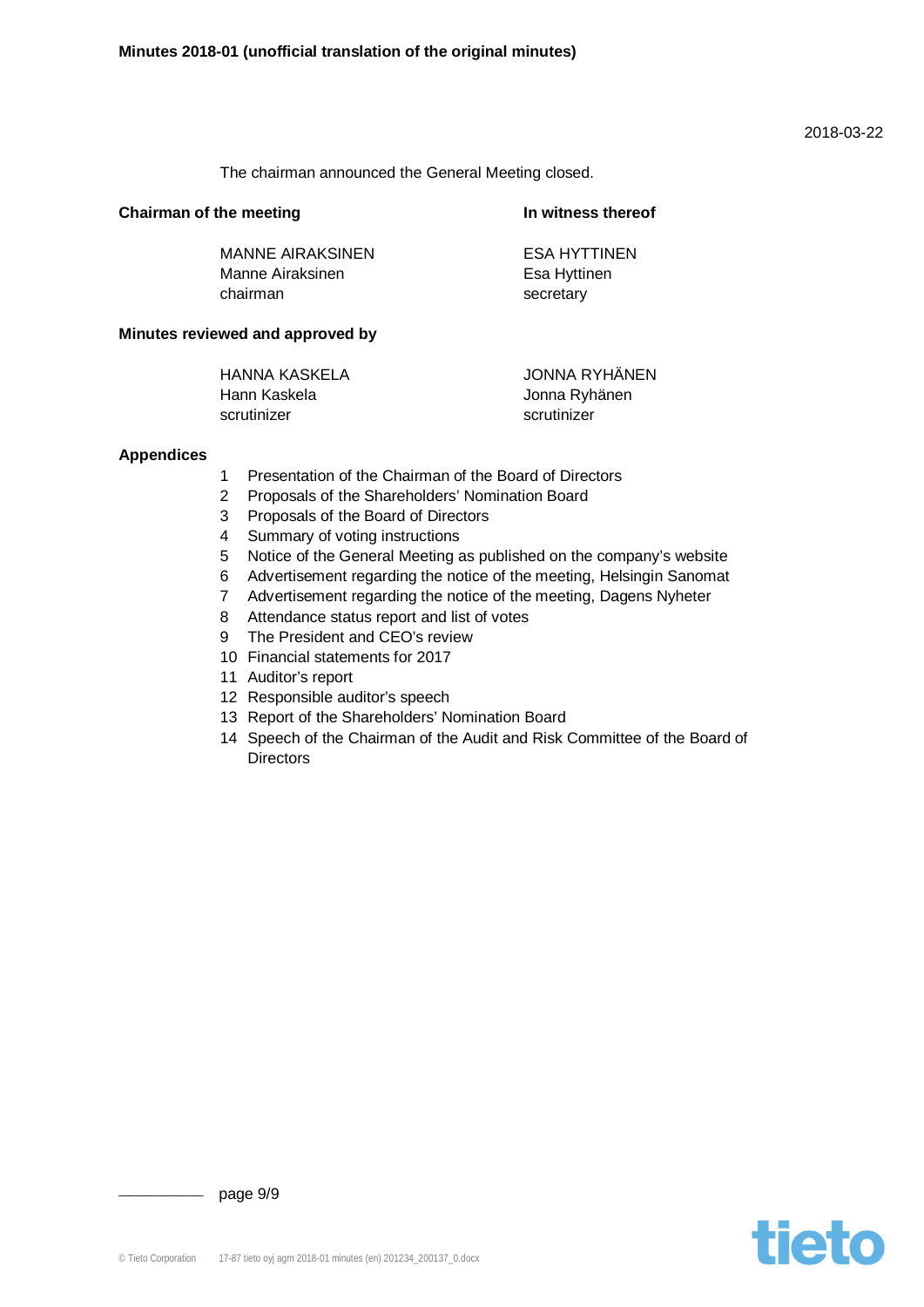2018-03-22

The chairman announced the General Meeting closed.

**Chairman of the meeting**

MANNE AIRAKSINEN
Manne Airaksinen
chairman

**In witness thereof**

ESA HYTTINEN
Esa Hyttinen
secretary

**Minutes reviewed and approved by**

HANNA KASKELA
Hann Kaskela
scrutinizer

JONNA RYHÄNEN
Jonna Ryhänen
scrutinizer

**Appendices**

1. Presentation of the Chairman of the Board of Directors
2. Proposals of the Shareholders' Nomination Board
3. Proposals of the Board of Directors
4. Summary of voting instructions
5. Notice of the General Meeting as published on the company's website
6. Advertisement regarding the notice of the meeting, Helsingin Sanomat
7. Advertisement regarding the notice of the meeting, Dagens Nyheter
8. Attendance status report and list of votes
9. The President and CEO's review
10. Financial statements for 2017
11. Auditor's report
12. Responsible auditor's speech
13. Report of the Shareholders' Nomination Board
14. Speech of the Chairman of the Audit and Risk Committee of the Board of Directors